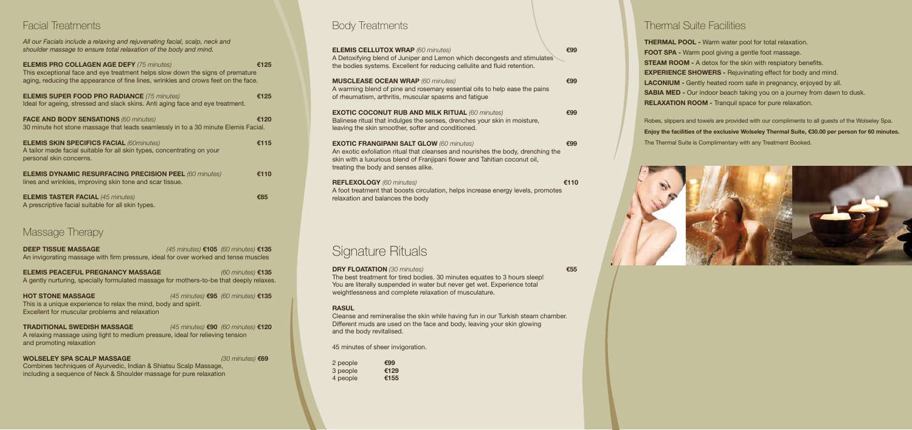## Facial Treatments

*All our Facials include a relaxing and rejuvenating facial, scalp, neck and shoulder massage to ensure total relaxation of the body and mind.*

**ELEMIS PRO COLLAGEN AGE DEFY** *(75 minutes)* **€125**
This exceptional face and eye treatment helps slow down the signs of premature aging, reducing the appearance of fine lines, wrinkles and crows feet on the face.

**ELEMIS SUPER FOOD PRO RADIANCE** *(75 minutes)* **€125**
Ideal for ageing, stressed and slack skins. Anti aging face and eye treatment.

**FACE AND BODY SENSATIONS** *(60 minutes)* **€120**
30 minute hot stone massage that leads seamlessly in to a 30 minute Elemis Facial.

**ELEMIS SKIN SPECIFICS FACIAL** *(60minutes)* **€115**
A tailor made facial suitable for all skin types, concentrating on your personal skin concerns.

**ELEMIS DYNAMIC RESURFACING PRECISION PEEL** *(60 minutes)* **€110**
lines and wrinkles, improving skin tone and scar tissue.

**ELEMIS TASTER FACIAL** *(45 minutes)* **€85**
A prescriptive facial suitable for all skin types.

## Massage Therapy

**DEEP TISSUE MASSAGE** *(45 minutes)* **€105** *(60 minutes)* **€135**
An invigorating massage with firm pressure, ideal for over worked and tense muscles

**ELEMIS PEACEFUL PREGNANCY MASSAGE** *(60 minutes)* **€135**
A gently nurturing, specially formulated massage for mothers-to-be that deeply relaxes.

**HOT STONE MASSAGE** *(45 minutes)* **€95** *(60 minutes)* **€135**
This is a unique experience to relax the mind, body and spirit.
Excellent for muscular problems and relaxation

**TRADITIONAL SWEDISH MASSAGE** *(45 minutes)* **€90** *(60 minutes)* **€120**
A relaxing massage using light to medium pressure, ideal for relieving tension and promoting relaxation

**WOLSELEY SPA SCALP MASSAGE** *(30 minutes)* **€69**
Combines techniques of Ayurvedic, Indian & Shiatsu Scalp Massage, including a sequence of Neck & Shoulder massage for pure relaxation

## Body Treatments

**ELEMIS CELLUTOX WRAP** *(60 minutes)* **€99**
A Detoxifying blend of Juniper and Lemon which decongests and stimulates the bodies systems. Excellent for reducing cellulite and fluid retention.

**MUSCLEASE OCEAN WRAP** *(60 minutes)* **€99**
A warming blend of pine and rosemary essential oils to help ease the pains of rheumatism, arthritis, muscular spasms and fatigue

**EXOTIC COCONUT RUB AND MILK RITUAL** *(60 minutes)* **€99**
Balinese ritual that indulges the senses, drenches your skin in moisture, leaving the skin smoother, softer and conditioned.

**EXOTIC FRANGIPANI SALT GLOW** *(60 minutes)* **€99**
An exotic exfoliation ritual that cleanses and nourishes the body, drenching the skin with a luxurious blend of Franjipani flower and Tahitian coconut oil, treating the body and senses alike.

**REFLEXOLOGY** *(60 minutes)* **€110**
A foot treatment that boosts circulation, helps increase energy levels, promotes relaxation and balances the body

## Signature Rituals

**DRY FLOATATION** *(30 minutes)* **€55**
The best treatment for tired bodies. 30 minutes equates to 3 hours sleep! You are literally suspended in water but never get wet. Experience total weightlessness and complete relaxation of musculature.

**RASUL**
Cleanse and remineralise the skin while having fun in our Turkish steam chamber. Different muds are used on the face and body, leaving your skin glowing and the body revitalised.

45 minutes of sheer invigoration.

| | |
|---|---|
| 2 people | **€99** |
| 3 people | **€129** |
| 4 people | **€155** |

## Thermal Suite Facilities

**THERMAL POOL -** Warm water pool for total relaxation.
**FOOT SPA -** Warm pool giving a gentle foot massage.
**STEAM ROOM -** A detox for the skin with respiatory benefits.
**EXPERIENCE SHOWERS -** Rejuvinating effect for body and mind.
**LACONIUM -** Gently heated room safe in pregnancy, enjoyed by all.
**SABIA MED -** Our indoor beach taking you on a journey from dawn to dusk.
**RELAXATION ROOM -** Tranquil space for pure relaxation.

Robes, slippers and towels are provided with our compliments to all guests of the Wolseley Spa.

**Enjoy the facilities of the exclusive Wolseley Thermal Suite, €30.00 per person for 60 minutes.**

The Thermal Suite is Complimentary with any Treatment Booked.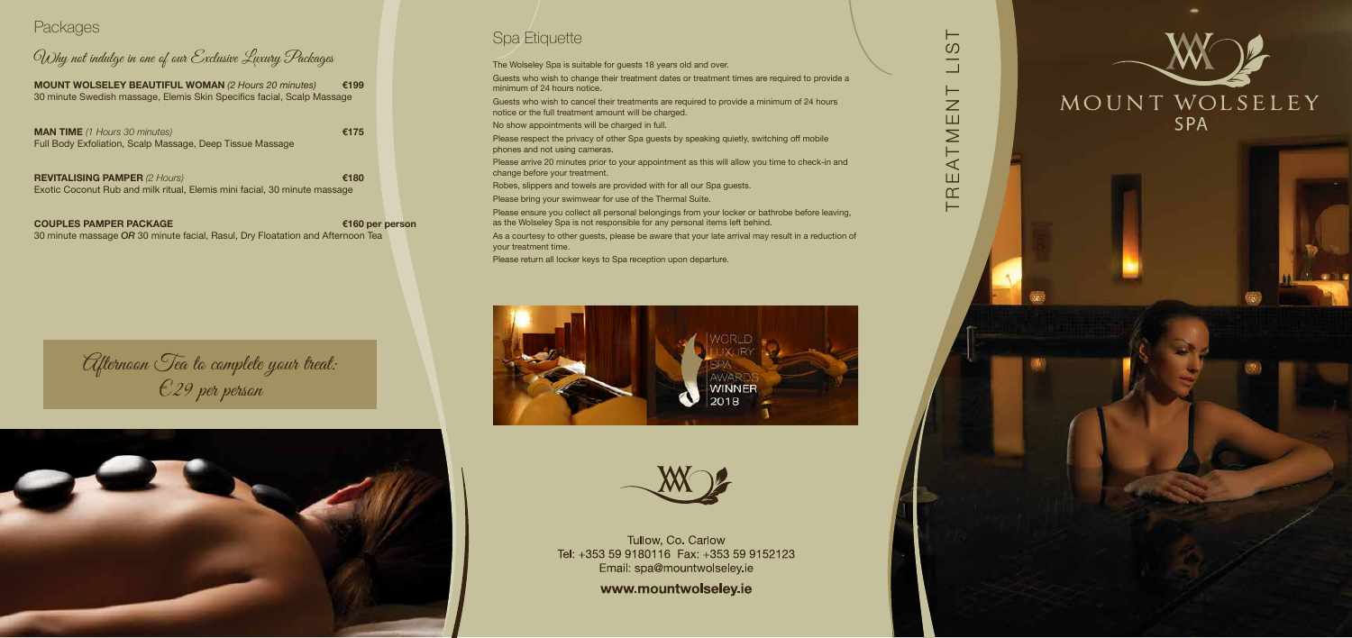## Packages

*Why not indulge in one of our Exclusive Luxury Packages*

**MOUNT WOLSELEY BEAUTIFUL WOMAN** *(2 Hours 20 minutes)* **€199**
30 minute Swedish massage, Elemis Skin Specifics facial, Scalp Massage

**MAN TIME** *(1 Hours 30 minutes)* **€175**
Full Body Exfoliation, Scalp Massage, Deep Tissue Massage

**REVITALISING PAMPER** *(2 Hours)* **€180**
Exotic Coconut Rub and milk ritual, Elemis mini facial, 30 minute massage

**COUPLES PAMPER PACKAGE** **€160 per person**
30 minute massage *OR* 30 minute facial, Rasul, Dry Floatation and Afternoon Tea

*Afternoon Tea to complete your treat: €29 per person*

## Spa Etiquette

The Wolseley Spa is suitable for guests 18 years old and over.

Guests who wish to change their treatment dates or treatment times are required to provide a minimum of 24 hours notice.

Guests who wish to cancel their treatments are required to provide a minimum of 24 hours notice or the full treatment amount will be charged.

No show appointments will be charged in full.

Please respect the privacy of other Spa guests by speaking quietly, switching off mobile phones and not using cameras.

Please arrive 20 minutes prior to your appointment as this will allow you time to check-in and change before your treatment.

Robes, slippers and towels are provided with for all our Spa guests.

Please bring your swimwear for use of the Thermal Suite.

Please ensure you collect all personal belongings from your locker or bathrobe before leaving, as the Wolseley Spa is not responsible for any personal items left behind.

As a courtesy to other guests, please be aware that your late arrival may result in a reduction of your treatment time.

Please return all locker keys to Spa reception upon departure.

WORLD LUXURY SPA AWARDS WINNER 2018

Tullow, Co. Carlow
Tel: +353 59 9180116 Fax: +353 59 9152123
Email: spa@mountwolseley.ie

**www.mountwolseley.ie**

# TREATMENT LIST

# MOUNT WOLSELEY SPA